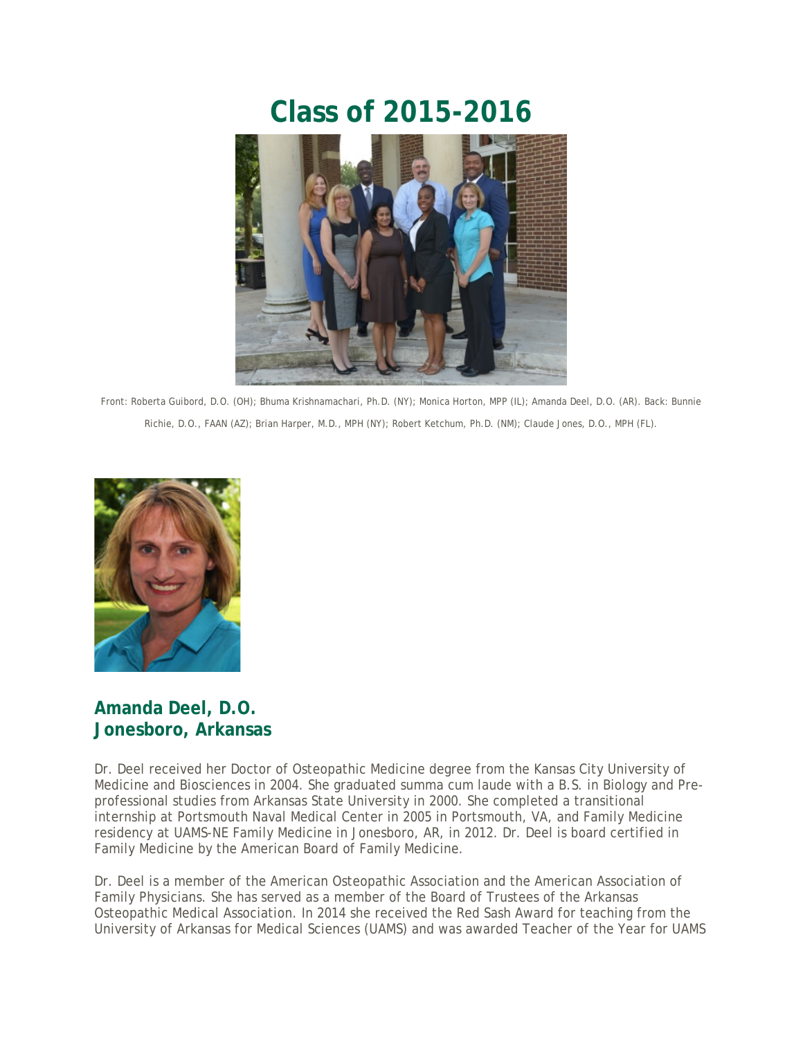# Class of 2015-2016

Front: Roberta Guibord, D.O. (OH); Bhuma Krishnamachari, Ph.D. (NY); Monica Horton, MPP (IL); Amanda Deel, D.O. (AR). Back: Bunnie Richie, D.O., FAAN (AZ); Brian Harper, M.D., MPH (NY); Robert Ketchum, Ph.D. (NM); Claude Jones, D.O., MPH (FL).

## Amanda Deel, D.O.
## Jonesboro, Arkansas

Dr. Deel received her Doctor of Osteopathic Medicine degree from the Kansas City University of Medicine and Biosciences in 2004. She graduated summa cum laude with a B.S. in Biology and Pre-professional studies from Arkansas State University in 2000. She completed a transitional internship at Portsmouth Naval Medical Center in 2005 in Portsmouth, VA, and Family Medicine residency at UAMS-NE Family Medicine in Jonesboro, AR, in 2012. Dr. Deel is board certified in Family Medicine by the American Board of Family Medicine.

Dr. Deel is a member of the American Osteopathic Association and the American Association of Family Physicians. She has served as a member of the Board of Trustees of the Arkansas Osteopathic Medical Association. In 2014 she received the Red Sash Award for teaching from the University of Arkansas for Medical Sciences (UAMS) and was awarded Teacher of the Year for UAMS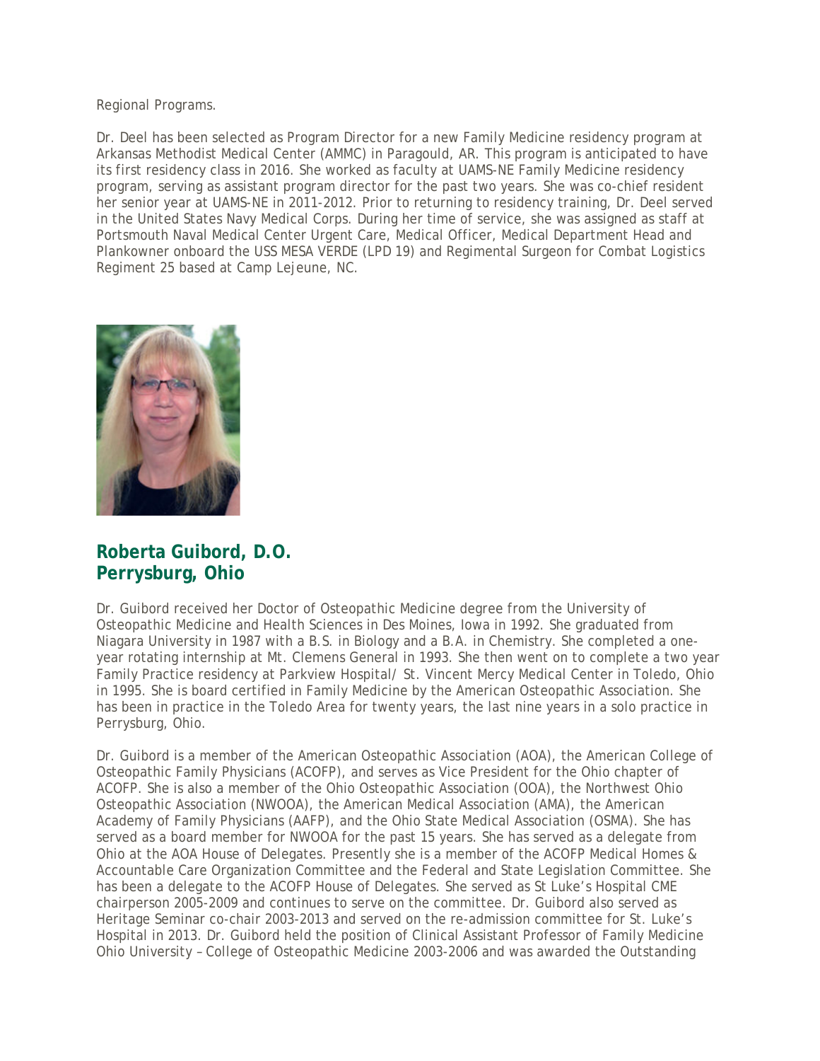Regional Programs.

Dr. Deel has been selected as Program Director for a new Family Medicine residency program at Arkansas Methodist Medical Center (AMMC) in Paragould, AR. This program is anticipated to have its first residency class in 2016. She worked as faculty at UAMS-NE Family Medicine residency program, serving as assistant program director for the past two years. She was co-chief resident her senior year at UAMS-NE in 2011-2012. Prior to returning to residency training, Dr. Deel served in the United States Navy Medical Corps. During her time of service, she was assigned as staff at Portsmouth Naval Medical Center Urgent Care, Medical Officer, Medical Department Head and Plankowner onboard the USS MESA VERDE (LPD 19) and Regimental Surgeon for Combat Logistics Regiment 25 based at Camp Lejeune, NC.

## Roberta Guibord, D.O.
## Perrysburg, Ohio

Dr. Guibord received her Doctor of Osteopathic Medicine degree from the University of Osteopathic Medicine and Health Sciences in Des Moines, Iowa in 1992. She graduated from Niagara University in 1987 with a B.S. in Biology and a B.A. in Chemistry. She completed a one-year rotating internship at Mt. Clemens General in 1993. She then went on to complete a two year Family Practice residency at Parkview Hospital/ St. Vincent Mercy Medical Center in Toledo, Ohio in 1995. She is board certified in Family Medicine by the American Osteopathic Association. She has been in practice in the Toledo Area for twenty years, the last nine years in a solo practice in Perrysburg, Ohio.

Dr. Guibord is a member of the American Osteopathic Association (AOA), the American College of Osteopathic Family Physicians (ACOFP), and serves as Vice President for the Ohio chapter of ACOFP. She is also a member of the Ohio Osteopathic Association (OOA), the Northwest Ohio Osteopathic Association (NWOOA), the American Medical Association (AMA), the American Academy of Family Physicians (AAFP), and the Ohio State Medical Association (OSMA). She has served as a board member for NWOOA for the past 15 years. She has served as a delegate from Ohio at the AOA House of Delegates. Presently she is a member of the ACOFP Medical Homes & Accountable Care Organization Committee and the Federal and State Legislation Committee. She has been a delegate to the ACOFP House of Delegates. She served as St Luke's Hospital CME chairperson 2005-2009 and continues to serve on the committee. Dr. Guibord also served as Heritage Seminar co-chair 2003-2013 and served on the re-admission committee for St. Luke's Hospital in 2013. Dr. Guibord held the position of Clinical Assistant Professor of Family Medicine Ohio University – College of Osteopathic Medicine 2003-2006 and was awarded the Outstanding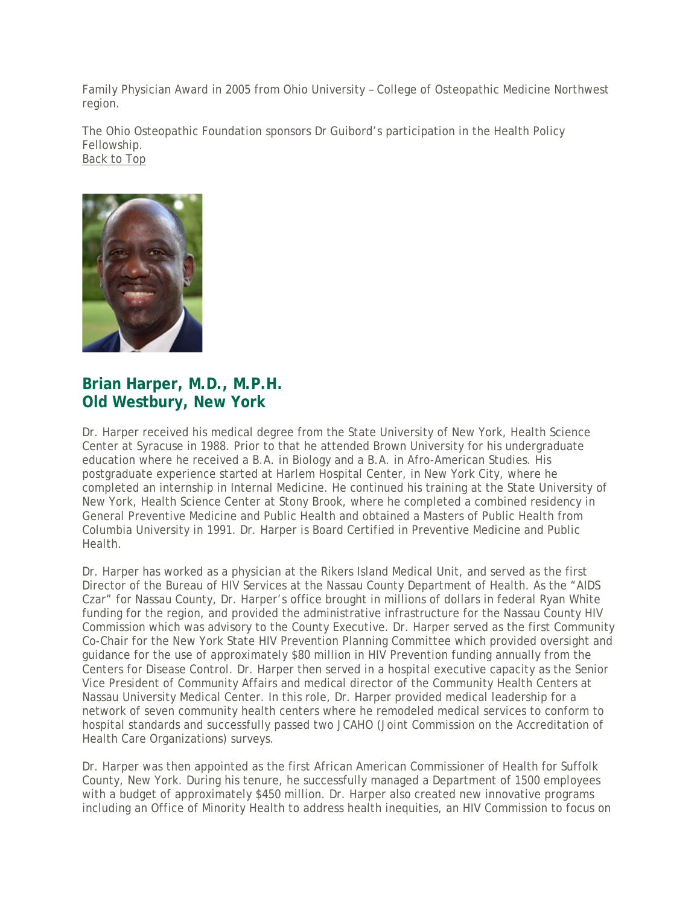Family Physician Award in 2005 from Ohio University – College of Osteopathic Medicine Northwest region.

The Ohio Osteopathic Foundation sponsors Dr Guibord's participation in the Health Policy Fellowship.
Back to Top

## Brian Harper, M.D., M.P.H.
## Old Westbury, New York

Dr. Harper received his medical degree from the State University of New York, Health Science Center at Syracuse in 1988. Prior to that he attended Brown University for his undergraduate education where he received a B.A. in Biology and a B.A. in Afro-American Studies. His postgraduate experience started at Harlem Hospital Center, in New York City, where he completed an internship in Internal Medicine. He continued his training at the State University of New York, Health Science Center at Stony Brook, where he completed a combined residency in General Preventive Medicine and Public Health and obtained a Masters of Public Health from Columbia University in 1991. Dr. Harper is Board Certified in Preventive Medicine and Public Health.

Dr. Harper has worked as a physician at the Rikers Island Medical Unit, and served as the first Director of the Bureau of HIV Services at the Nassau County Department of Health. As the "AIDS Czar" for Nassau County, Dr. Harper's office brought in millions of dollars in federal Ryan White funding for the region, and provided the administrative infrastructure for the Nassau County HIV Commission which was advisory to the County Executive. Dr. Harper served as the first Community Co-Chair for the New York State HIV Prevention Planning Committee which provided oversight and guidance for the use of approximately $80 million in HIV Prevention funding annually from the Centers for Disease Control. Dr. Harper then served in a hospital executive capacity as the Senior Vice President of Community Affairs and medical director of the Community Health Centers at Nassau University Medical Center. In this role, Dr. Harper provided medical leadership for a network of seven community health centers where he remodeled medical services to conform to hospital standards and successfully passed two JCAHO (Joint Commission on the Accreditation of Health Care Organizations) surveys.

Dr. Harper was then appointed as the first African American Commissioner of Health for Suffolk County, New York. During his tenure, he successfully managed a Department of 1500 employees with a budget of approximately $450 million. Dr. Harper also created new innovative programs including an Office of Minority Health to address health inequities, an HIV Commission to focus on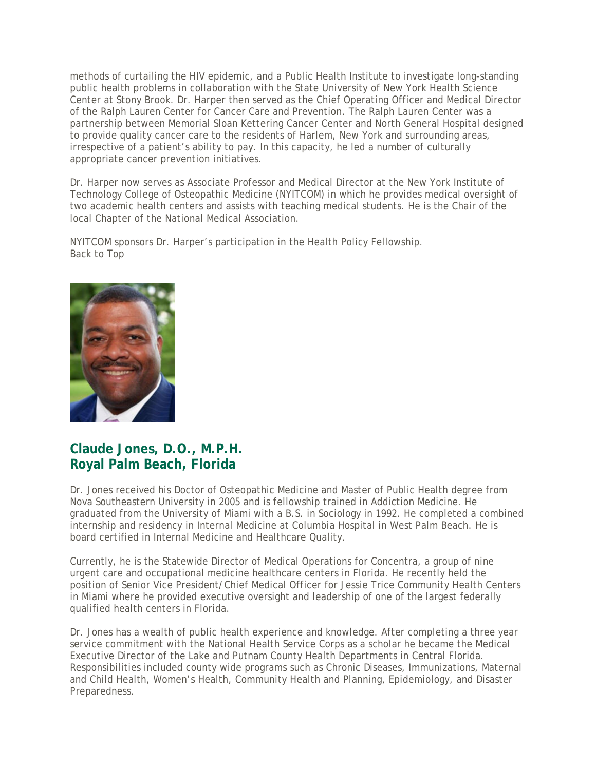methods of curtailing the HIV epidemic, and a Public Health Institute to investigate long-standing public health problems in collaboration with the State University of New York Health Science Center at Stony Brook. Dr. Harper then served as the Chief Operating Officer and Medical Director of the Ralph Lauren Center for Cancer Care and Prevention. The Ralph Lauren Center was a partnership between Memorial Sloan Kettering Cancer Center and North General Hospital designed to provide quality cancer care to the residents of Harlem, New York and surrounding areas, irrespective of a patient's ability to pay. In this capacity, he led a number of culturally appropriate cancer prevention initiatives.

Dr. Harper now serves as Associate Professor and Medical Director at the New York Institute of Technology College of Osteopathic Medicine (NYITCOM) in which he provides medical oversight of two academic health centers and assists with teaching medical students. He is the Chair of the local Chapter of the National Medical Association.

NYITCOM sponsors Dr. Harper's participation in the Health Policy Fellowship.
Back to Top

## Claude Jones, D.O., M.P.H.
## Royal Palm Beach, Florida

Dr. Jones received his Doctor of Osteopathic Medicine and Master of Public Health degree from Nova Southeastern University in 2005 and is fellowship trained in Addiction Medicine. He graduated from the University of Miami with a B.S. in Sociology in 1992. He completed a combined internship and residency in Internal Medicine at Columbia Hospital in West Palm Beach. He is board certified in Internal Medicine and Healthcare Quality.

Currently, he is the Statewide Director of Medical Operations for Concentra, a group of nine urgent care and occupational medicine healthcare centers in Florida. He recently held the position of Senior Vice President/Chief Medical Officer for Jessie Trice Community Health Centers in Miami where he provided executive oversight and leadership of one of the largest federally qualified health centers in Florida.

Dr. Jones has a wealth of public health experience and knowledge. After completing a three year service commitment with the National Health Service Corps as a scholar he became the Medical Executive Director of the Lake and Putnam County Health Departments in Central Florida. Responsibilities included county wide programs such as Chronic Diseases, Immunizations, Maternal and Child Health, Women's Health, Community Health and Planning, Epidemiology, and Disaster Preparedness.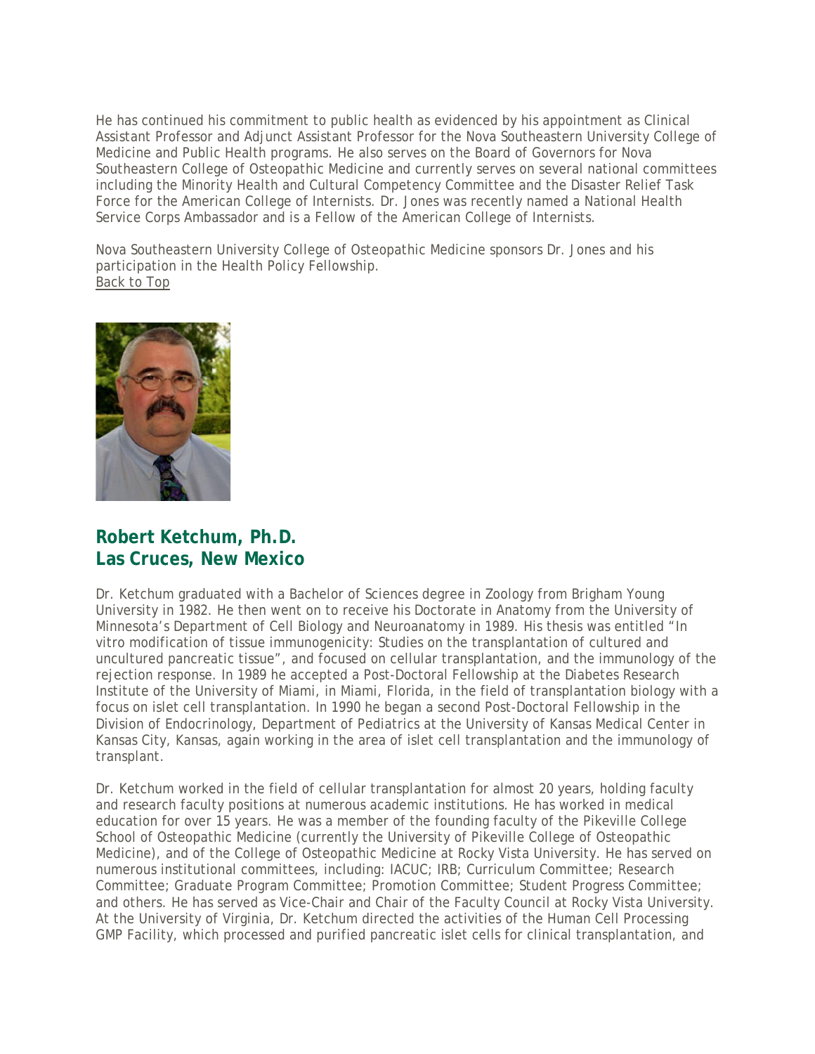He has continued his commitment to public health as evidenced by his appointment as Clinical Assistant Professor and Adjunct Assistant Professor for the Nova Southeastern University College of Medicine and Public Health programs. He also serves on the Board of Governors for Nova Southeastern College of Osteopathic Medicine and currently serves on several national committees including the Minority Health and Cultural Competency Committee and the Disaster Relief Task Force for the American College of Internists. Dr. Jones was recently named a National Health Service Corps Ambassador and is a Fellow of the American College of Internists.

Nova Southeastern University College of Osteopathic Medicine sponsors Dr. Jones and his participation in the Health Policy Fellowship.
Back to Top

## Robert Ketchum, Ph.D.
## Las Cruces, New Mexico

Dr. Ketchum graduated with a Bachelor of Sciences degree in Zoology from Brigham Young University in 1982. He then went on to receive his Doctorate in Anatomy from the University of Minnesota's Department of Cell Biology and Neuroanatomy in 1989. His thesis was entitled "In vitro modification of tissue immunogenicity: Studies on the transplantation of cultured and uncultured pancreatic tissue", and focused on cellular transplantation, and the immunology of the rejection response. In 1989 he accepted a Post-Doctoral Fellowship at the Diabetes Research Institute of the University of Miami, in Miami, Florida, in the field of transplantation biology with a focus on islet cell transplantation. In 1990 he began a second Post-Doctoral Fellowship in the Division of Endocrinology, Department of Pediatrics at the University of Kansas Medical Center in Kansas City, Kansas, again working in the area of islet cell transplantation and the immunology of transplant.

Dr. Ketchum worked in the field of cellular transplantation for almost 20 years, holding faculty and research faculty positions at numerous academic institutions. He has worked in medical education for over 15 years. He was a member of the founding faculty of the Pikeville College School of Osteopathic Medicine (currently the University of Pikeville College of Osteopathic Medicine), and of the College of Osteopathic Medicine at Rocky Vista University. He has served on numerous institutional committees, including: IACUC; IRB; Curriculum Committee; Research Committee; Graduate Program Committee; Promotion Committee; Student Progress Committee; and others. He has served as Vice-Chair and Chair of the Faculty Council at Rocky Vista University. At the University of Virginia, Dr. Ketchum directed the activities of the Human Cell Processing GMP Facility, which processed and purified pancreatic islet cells for clinical transplantation, and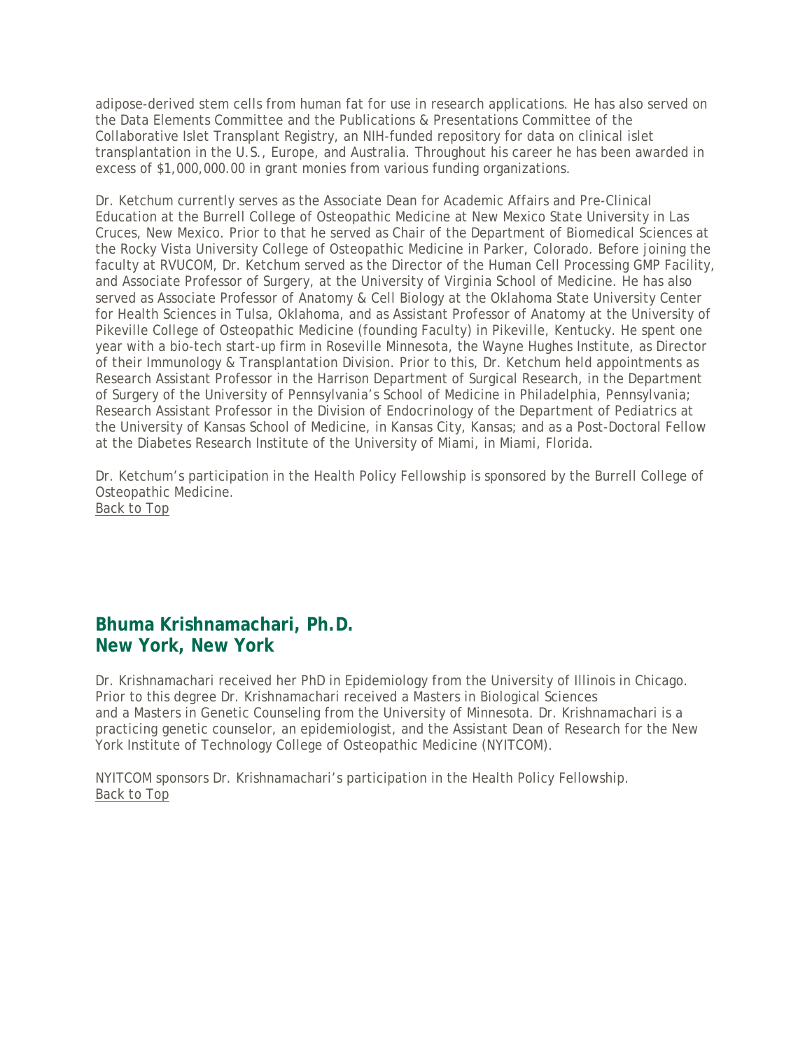adipose-derived stem cells from human fat for use in research applications. He has also served on the Data Elements Committee and the Publications & Presentations Committee of the Collaborative Islet Transplant Registry, an NIH-funded repository for data on clinical islet transplantation in the U.S., Europe, and Australia. Throughout his career he has been awarded in excess of $1,000,000.00 in grant monies from various funding organizations.

Dr. Ketchum currently serves as the Associate Dean for Academic Affairs and Pre-Clinical Education at the Burrell College of Osteopathic Medicine at New Mexico State University in Las Cruces, New Mexico. Prior to that he served as Chair of the Department of Biomedical Sciences at the Rocky Vista University College of Osteopathic Medicine in Parker, Colorado. Before joining the faculty at RVUCOM, Dr. Ketchum served as the Director of the Human Cell Processing GMP Facility, and Associate Professor of Surgery, at the University of Virginia School of Medicine. He has also served as Associate Professor of Anatomy & Cell Biology at the Oklahoma State University Center for Health Sciences in Tulsa, Oklahoma, and as Assistant Professor of Anatomy at the University of Pikeville College of Osteopathic Medicine (founding Faculty) in Pikeville, Kentucky. He spent one year with a bio-tech start-up firm in Roseville Minnesota, the Wayne Hughes Institute, as Director of their Immunology & Transplantation Division. Prior to this, Dr. Ketchum held appointments as Research Assistant Professor in the Harrison Department of Surgical Research, in the Department of Surgery of the University of Pennsylvania's School of Medicine in Philadelphia, Pennsylvania; Research Assistant Professor in the Division of Endocrinology of the Department of Pediatrics at the University of Kansas School of Medicine, in Kansas City, Kansas; and as a Post-Doctoral Fellow at the Diabetes Research Institute of the University of Miami, in Miami, Florida.

Dr. Ketchum's participation in the Health Policy Fellowship is sponsored by the Burrell College of Osteopathic Medicine.
Back to Top

## Bhuma Krishnamachari, Ph.D.
## New York, New York

Dr. Krishnamachari received her PhD in Epidemiology from the University of Illinois in Chicago. Prior to this degree Dr. Krishnamachari received a Masters in Biological Sciences and a Masters in Genetic Counseling from the University of Minnesota. Dr. Krishnamachari is a practicing genetic counselor, an epidemiologist, and the Assistant Dean of Research for the New York Institute of Technology College of Osteopathic Medicine (NYITCOM).

NYITCOM sponsors Dr. Krishnamachari's participation in the Health Policy Fellowship.
Back to Top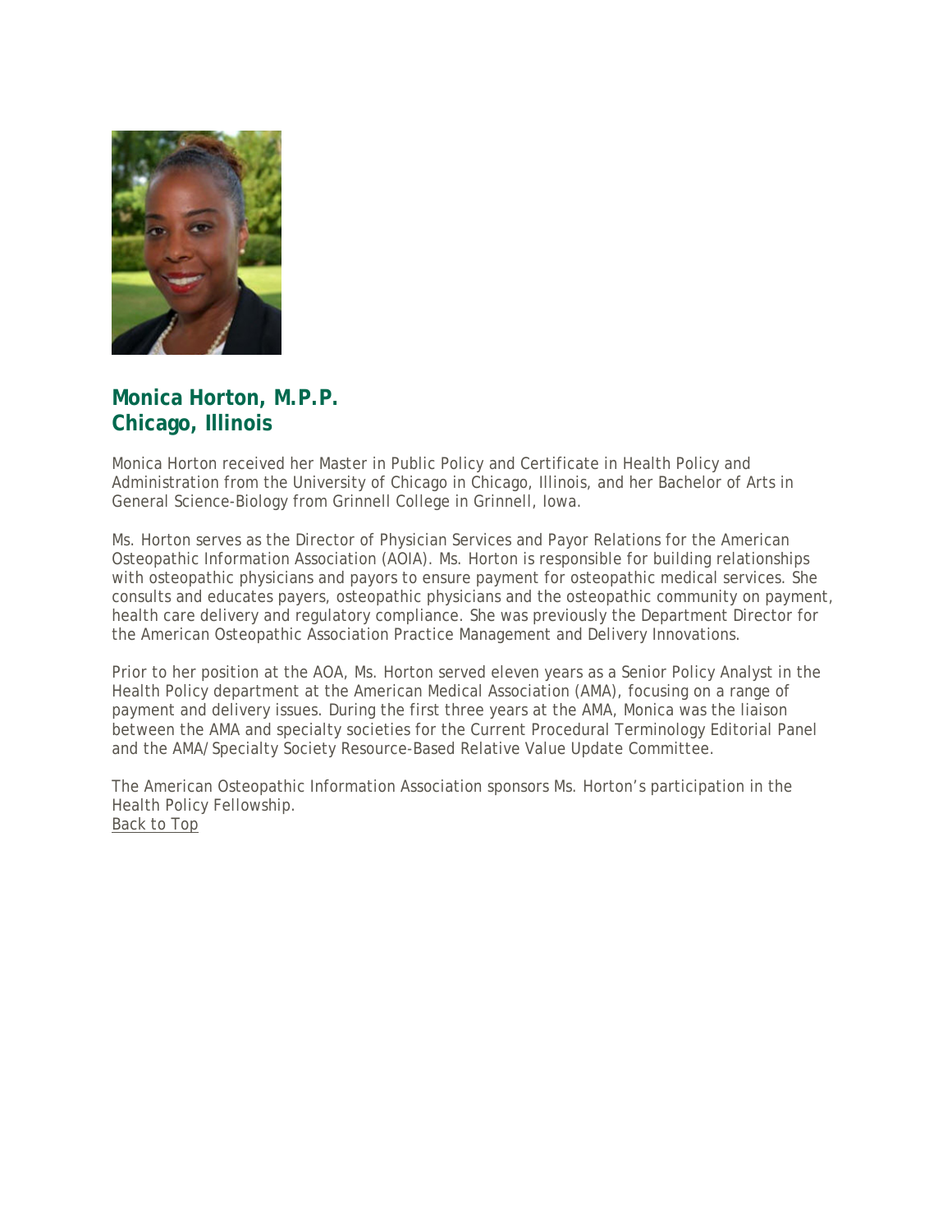## Monica Horton, M.P.P.
## Chicago, Illinois

Monica Horton received her Master in Public Policy and Certificate in Health Policy and Administration from the University of Chicago in Chicago, Illinois, and her Bachelor of Arts in General Science-Biology from Grinnell College in Grinnell, Iowa.

Ms. Horton serves as the Director of Physician Services and Payor Relations for the American Osteopathic Information Association (AOIA). Ms. Horton is responsible for building relationships with osteopathic physicians and payors to ensure payment for osteopathic medical services. She consults and educates payers, osteopathic physicians and the osteopathic community on payment, health care delivery and regulatory compliance. She was previously the Department Director for the American Osteopathic Association Practice Management and Delivery Innovations.

Prior to her position at the AOA, Ms. Horton served eleven years as a Senior Policy Analyst in the Health Policy department at the American Medical Association (AMA), focusing on a range of payment and delivery issues. During the first three years at the AMA, Monica was the liaison between the AMA and specialty societies for the Current Procedural Terminology Editorial Panel and the AMA/Specialty Society Resource-Based Relative Value Update Committee.

The American Osteopathic Information Association sponsors Ms. Horton's participation in the Health Policy Fellowship.
Back to Top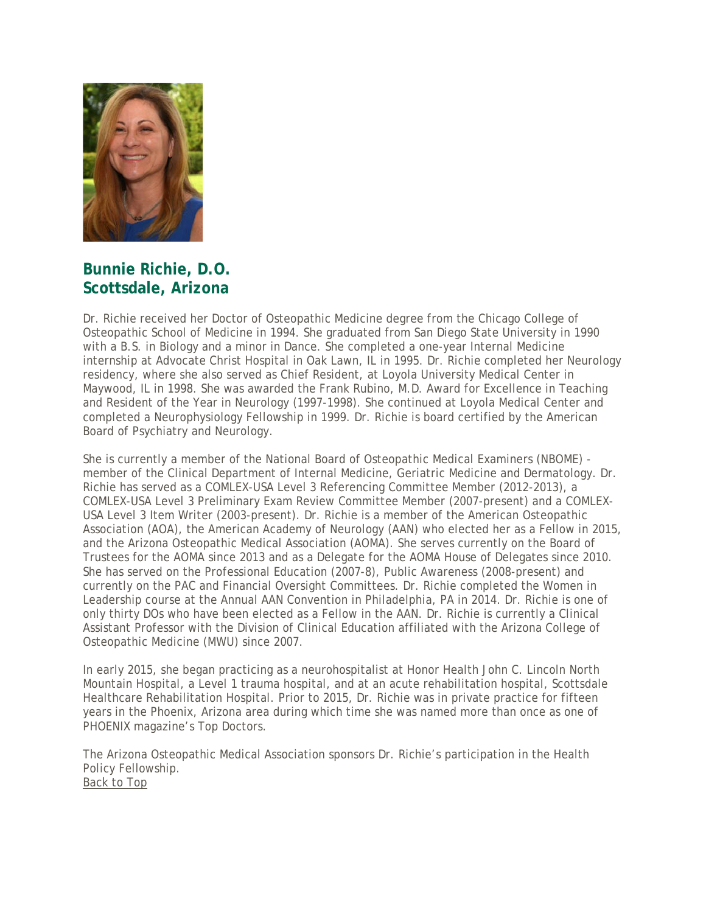## Bunnie Richie, D.O.
## Scottsdale, Arizona

Dr. Richie received her Doctor of Osteopathic Medicine degree from the Chicago College of Osteopathic School of Medicine in 1994. She graduated from San Diego State University in 1990 with a B.S. in Biology and a minor in Dance. She completed a one-year Internal Medicine internship at Advocate Christ Hospital in Oak Lawn, IL in 1995. Dr. Richie completed her Neurology residency, where she also served as Chief Resident, at Loyola University Medical Center in Maywood, IL in 1998. She was awarded the Frank Rubino, M.D. Award for Excellence in Teaching and Resident of the Year in Neurology (1997-1998). She continued at Loyola Medical Center and completed a Neurophysiology Fellowship in 1999. Dr. Richie is board certified by the American Board of Psychiatry and Neurology.

She is currently a member of the National Board of Osteopathic Medical Examiners (NBOME) - member of the Clinical Department of Internal Medicine, Geriatric Medicine and Dermatology. Dr. Richie has served as a COMLEX-USA Level 3 Referencing Committee Member (2012-2013), a COMLEX-USA Level 3 Preliminary Exam Review Committee Member (2007-present) and a COMLEX-USA Level 3 Item Writer (2003-present). Dr. Richie is a member of the American Osteopathic Association (AOA), the American Academy of Neurology (AAN) who elected her as a Fellow in 2015, and the Arizona Osteopathic Medical Association (AOMA). She serves currently on the Board of Trustees for the AOMA since 2013 and as a Delegate for the AOMA House of Delegates since 2010. She has served on the Professional Education (2007-8), Public Awareness (2008-present) and currently on the PAC and Financial Oversight Committees. Dr. Richie completed the Women in Leadership course at the Annual AAN Convention in Philadelphia, PA in 2014. Dr. Richie is one of only thirty DOs who have been elected as a Fellow in the AAN. Dr. Richie is currently a Clinical Assistant Professor with the Division of Clinical Education affiliated with the Arizona College of Osteopathic Medicine (MWU) since 2007.

In early 2015, she began practicing as a neurohospitalist at Honor Health John C. Lincoln North Mountain Hospital, a Level 1 trauma hospital, and at an acute rehabilitation hospital, Scottsdale Healthcare Rehabilitation Hospital. Prior to 2015, Dr. Richie was in private practice for fifteen years in the Phoenix, Arizona area during which time she was named more than once as one of PHOENIX magazine's Top Doctors.

The Arizona Osteopathic Medical Association sponsors Dr. Richie's participation in the Health Policy Fellowship.
Back to Top